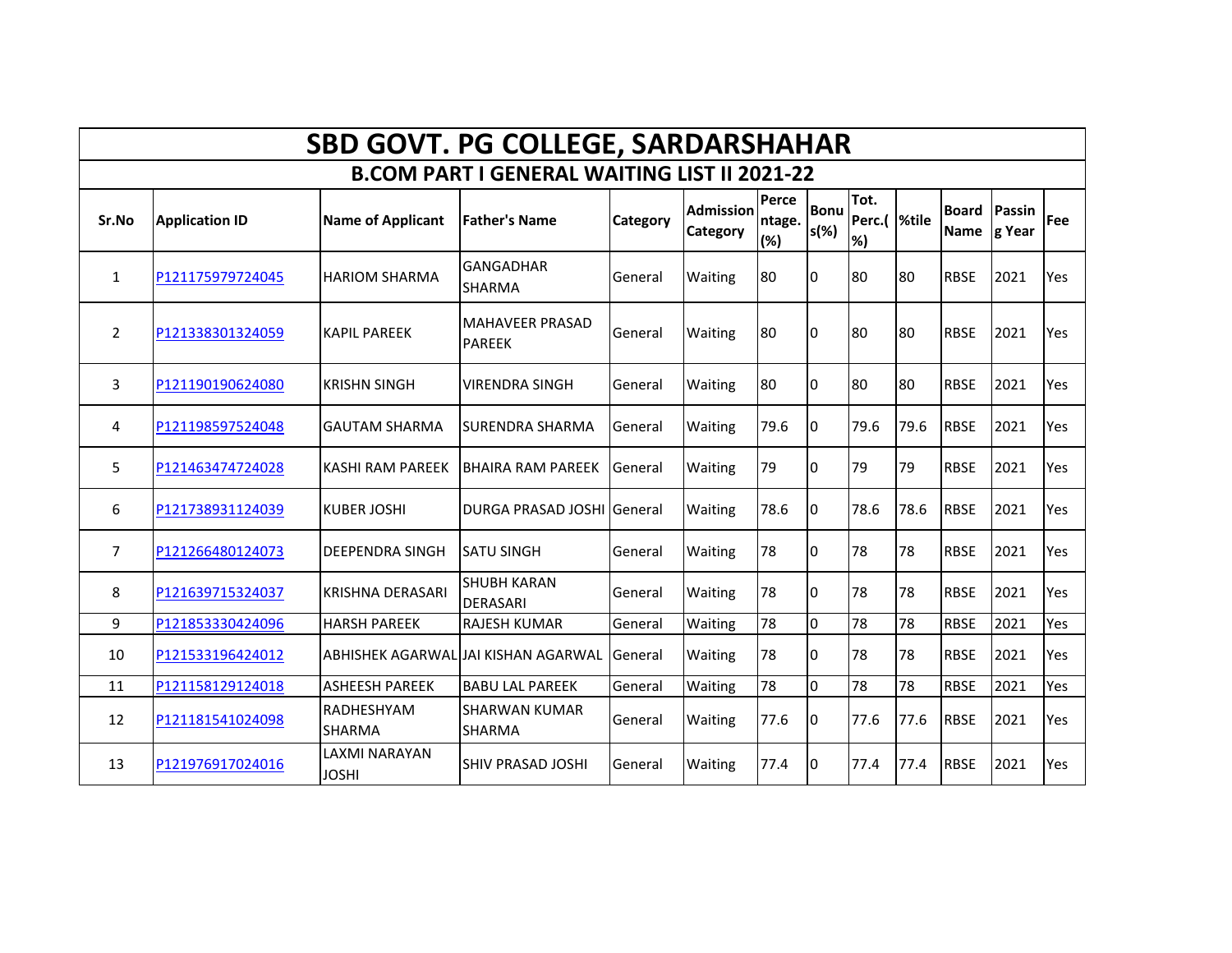# SBD GOVT. PG COLLEGE, SARDARSHAHAR

## B.COM PART I GENERAL WAITING LIST II 2021-22

| Sr.No | Application ID | Name of Applicant | Father's Name | Category | Admission Category | Percentage.(%) | Bonus(%) | Tot. Perc.(%) | %tile | Board Name | Passing Year | Fee |
|---|---|---|---|---|---|---|---|---|---|---|---|---|
| 1 | P121175979724045 | HARIOM SHARMA | GANGADHAR SHARMA | General | Waiting | 80 | 0 | 80 | 80 | RBSE | 2021 | Yes |
| 2 | P121338301324059 | KAPIL PAREEK | MAHAVEER PRASAD PAREEK | General | Waiting | 80 | 0 | 80 | 80 | RBSE | 2021 | Yes |
| 3 | P121190190624080 | KRISHN SINGH | VIRENDRA SINGH | General | Waiting | 80 | 0 | 80 | 80 | RBSE | 2021 | Yes |
| 4 | P121198597524048 | GAUTAM SHARMA | SURENDRA SHARMA | General | Waiting | 79.6 | 0 | 79.6 | 79.6 | RBSE | 2021 | Yes |
| 5 | P121463474724028 | KASHI RAM PAREEK | BHAIRA RAM PAREEK | General | Waiting | 79 | 0 | 79 | 79 | RBSE | 2021 | Yes |
| 6 | P121738931124039 | KUBER JOSHI | DURGA PRASAD JOSHI | General | Waiting | 78.6 | 0 | 78.6 | 78.6 | RBSE | 2021 | Yes |
| 7 | P121266480124073 | DEEPENDRA SINGH | SATU SINGH | General | Waiting | 78 | 0 | 78 | 78 | RBSE | 2021 | Yes |
| 8 | P121639715324037 | KRISHNA DERASARI | SHUBH KARAN DERASARI | General | Waiting | 78 | 0 | 78 | 78 | RBSE | 2021 | Yes |
| 9 | P121853330424096 | HARSH PAREEK | RAJESH KUMAR | General | Waiting | 78 | 0 | 78 | 78 | RBSE | 2021 | Yes |
| 10 | P121533196424012 | ABHISHEK AGARWAL | JAI KISHAN AGARWAL | General | Waiting | 78 | 0 | 78 | 78 | RBSE | 2021 | Yes |
| 11 | P121158129124018 | ASHEESH PAREEK | BABU LAL PAREEK | General | Waiting | 78 | 0 | 78 | 78 | RBSE | 2021 | Yes |
| 12 | P121181541024098 | RADHESHYAM SHARMA | SHARWAN KUMAR SHARMA | General | Waiting | 77.6 | 0 | 77.6 | 77.6 | RBSE | 2021 | Yes |
| 13 | P121976917024016 | LAXMI NARAYAN JOSHI | SHIV PRASAD JOSHI | General | Waiting | 77.4 | 0 | 77.4 | 77.4 | RBSE | 2021 | Yes |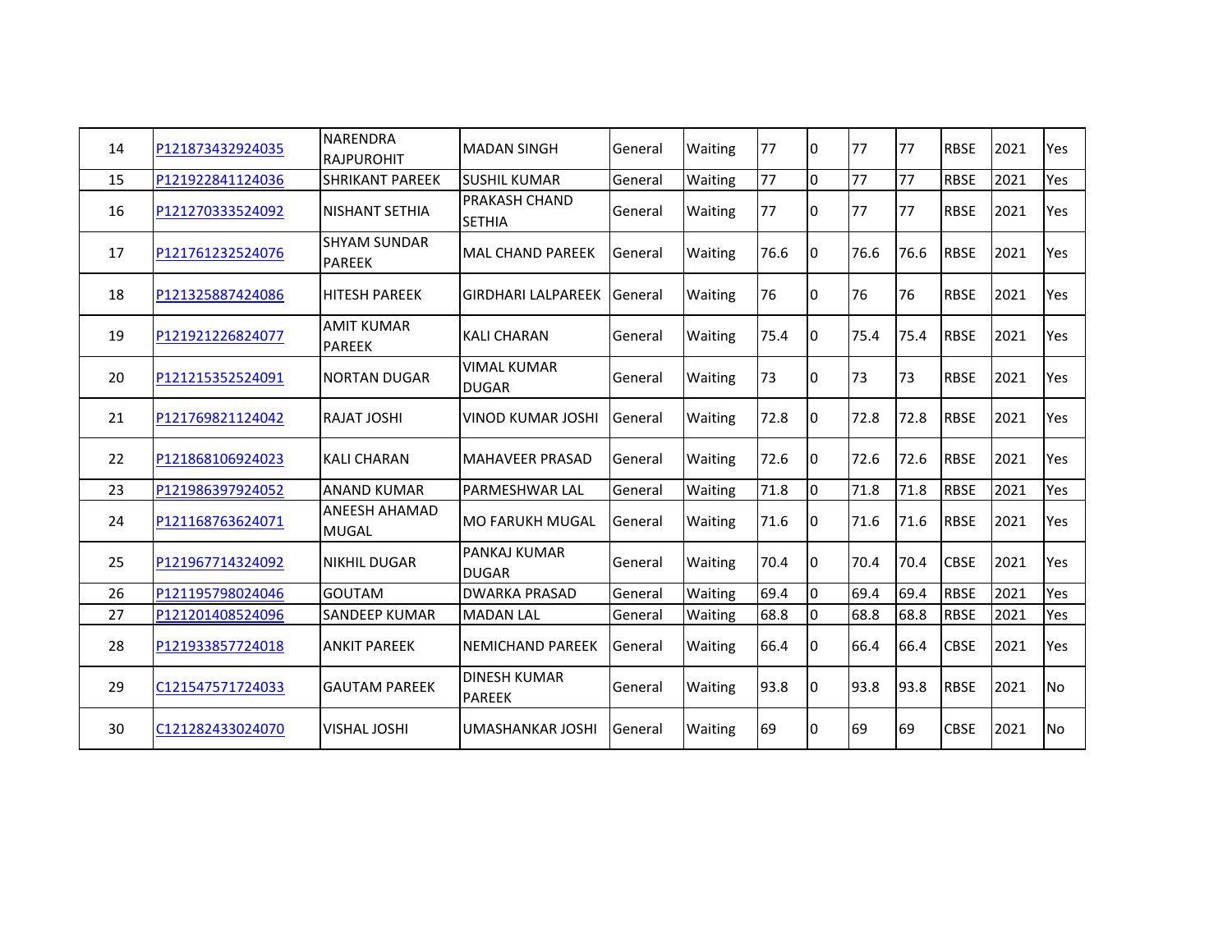| | | | | | | | | | | | | |
|---|---|---|---|---|---|---|---|---|---|---|---|---|
| 14 | P121873432924035 | NARENDRA RAJPUROHIT | MADAN SINGH | General | Waiting | 77 | 0 | 77 | 77 | RBSE | 2021 | Yes |
| 15 | P121922841124036 | SHRIKANT PAREEK | SUSHIL KUMAR | General | Waiting | 77 | 0 | 77 | 77 | RBSE | 2021 | Yes |
| 16 | P121270333524092 | NISHANT SETHIA | PRAKASH CHAND SETHIA | General | Waiting | 77 | 0 | 77 | 77 | RBSE | 2021 | Yes |
| 17 | P121761232524076 | SHYAM SUNDAR PAREEK | MAL CHAND PAREEK | General | Waiting | 76.6 | 0 | 76.6 | 76.6 | RBSE | 2021 | Yes |
| 18 | P121325887424086 | HITESH PAREEK | GIRDHARI LALPAREEK | General | Waiting | 76 | 0 | 76 | 76 | RBSE | 2021 | Yes |
| 19 | P121921226824077 | AMIT KUMAR PAREEK | KALI CHARAN | General | Waiting | 75.4 | 0 | 75.4 | 75.4 | RBSE | 2021 | Yes |
| 20 | P121215352524091 | NORTAN DUGAR | VIMAL KUMAR DUGAR | General | Waiting | 73 | 0 | 73 | 73 | RBSE | 2021 | Yes |
| 21 | P121769821124042 | RAJAT JOSHI | VINOD KUMAR JOSHI | General | Waiting | 72.8 | 0 | 72.8 | 72.8 | RBSE | 2021 | Yes |
| 22 | P121868106924023 | KALI CHARAN | MAHAVEER PRASAD | General | Waiting | 72.6 | 0 | 72.6 | 72.6 | RBSE | 2021 | Yes |
| 23 | P121986397924052 | ANAND KUMAR | PARMESHWAR LAL | General | Waiting | 71.8 | 0 | 71.8 | 71.8 | RBSE | 2021 | Yes |
| 24 | P121168763624071 | ANEESH AHAMAD MUGAL | MO FARUKH MUGAL | General | Waiting | 71.6 | 0 | 71.6 | 71.6 | RBSE | 2021 | Yes |
| 25 | P121967714324092 | NIKHIL DUGAR | PANKAJ KUMAR DUGAR | General | Waiting | 70.4 | 0 | 70.4 | 70.4 | CBSE | 2021 | Yes |
| 26 | P121195798024046 | GOUTAM | DWARKA PRASAD | General | Waiting | 69.4 | 0 | 69.4 | 69.4 | RBSE | 2021 | Yes |
| 27 | P121201408524096 | SANDEEP KUMAR | MADAN LAL | General | Waiting | 68.8 | 0 | 68.8 | 68.8 | RBSE | 2021 | Yes |
| 28 | P121933857724018 | ANKIT PAREEK | NEMICHAND PAREEK | General | Waiting | 66.4 | 0 | 66.4 | 66.4 | CBSE | 2021 | Yes |
| 29 | C121547571724033 | GAUTAM PAREEK | DINESH KUMAR PAREEK | General | Waiting | 93.8 | 0 | 93.8 | 93.8 | RBSE | 2021 | No |
| 30 | C121282433024070 | VISHAL JOSHI | UMASHANKAR JOSHI | General | Waiting | 69 | 0 | 69 | 69 | CBSE | 2021 | No |